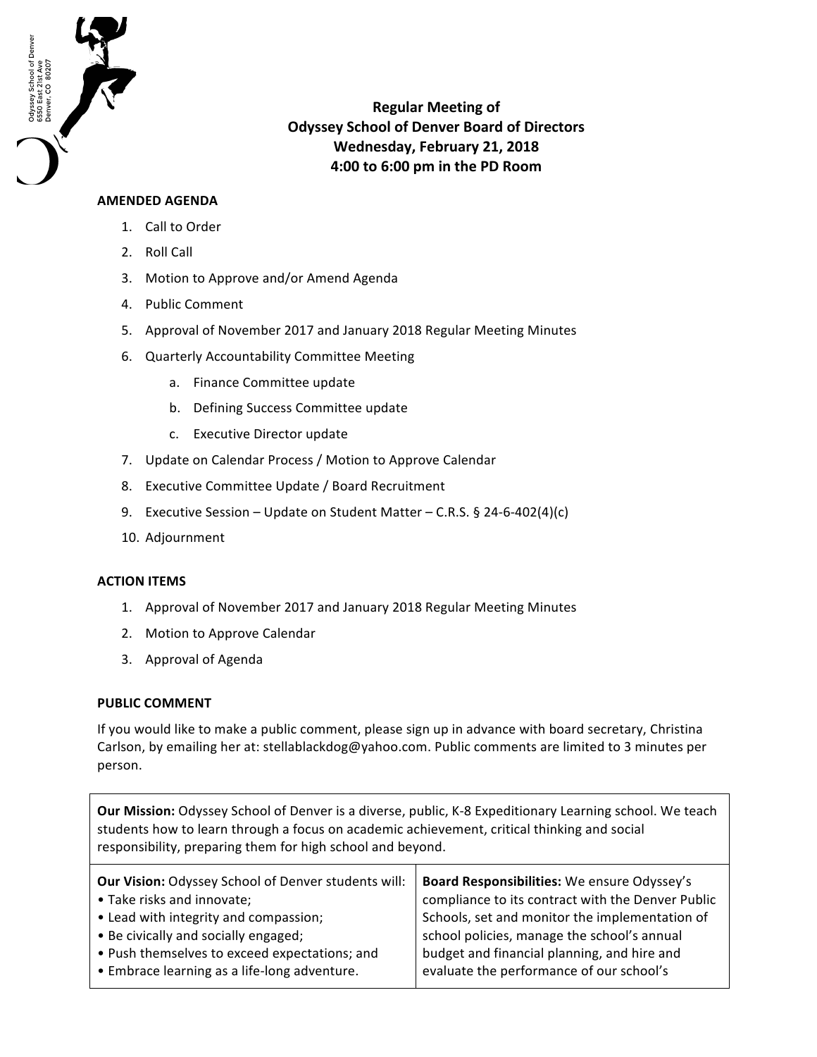Odyssey School of Denver
6550 East 21st Ave
Denver, CO 80207

# Regular Meeting of Odyssey School of Denver Board of Directors
## Wednesday, February 21, 2018
## 4:00 to 6:00 pm in the PD Room

**AMENDED AGENDA**

1. Call to Order
2. Roll Call
3. Motion to Approve and/or Amend Agenda
4. Public Comment
5. Approval of November 2017 and January 2018 Regular Meeting Minutes
6. Quarterly Accountability Committee Meeting
    a. Finance Committee update
    b. Defining Success Committee update
    c. Executive Director update
7. Update on Calendar Process / Motion to Approve Calendar
8. Executive Committee Update / Board Recruitment
9. Executive Session – Update on Student Matter – C.R.S. § 24-6-402(4)(c)
10. Adjournment

**ACTION ITEMS**

1. Approval of November 2017 and January 2018 Regular Meeting Minutes
2. Motion to Approve Calendar
3. Approval of Agenda

**PUBLIC COMMENT**

If you would like to make a public comment, please sign up in advance with board secretary, Christina Carlson, by emailing her at: stellablackdog@yahoo.com. Public comments are limited to 3 minutes per person.

**Our Mission:** Odyssey School of Denver is a diverse, public, K-8 Expeditionary Learning school. We teach students how to learn through a focus on academic achievement, critical thinking and social responsibility, preparing them for high school and beyond.

**Our Vision:** Odyssey School of Denver students will:

- Take risks and innovate;
- Lead with integrity and compassion;
- Be civically and socially engaged;
- Push themselves to exceed expectations; and
- Embrace learning as a life-long adventure.

**Board Responsibilities:** We ensure Odyssey's compliance to its contract with the Denver Public Schools, set and monitor the implementation of school policies, manage the school's annual budget and financial planning, and hire and evaluate the performance of our school's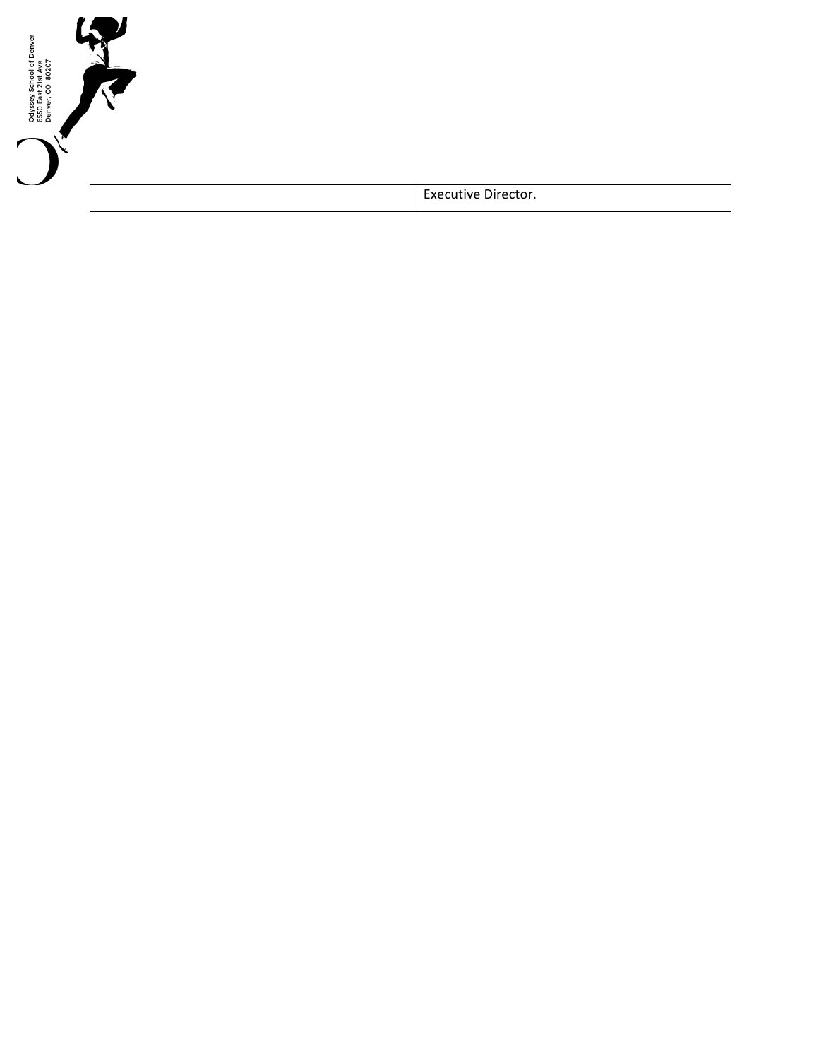| | |
|---|---|
| | Executive Director. |